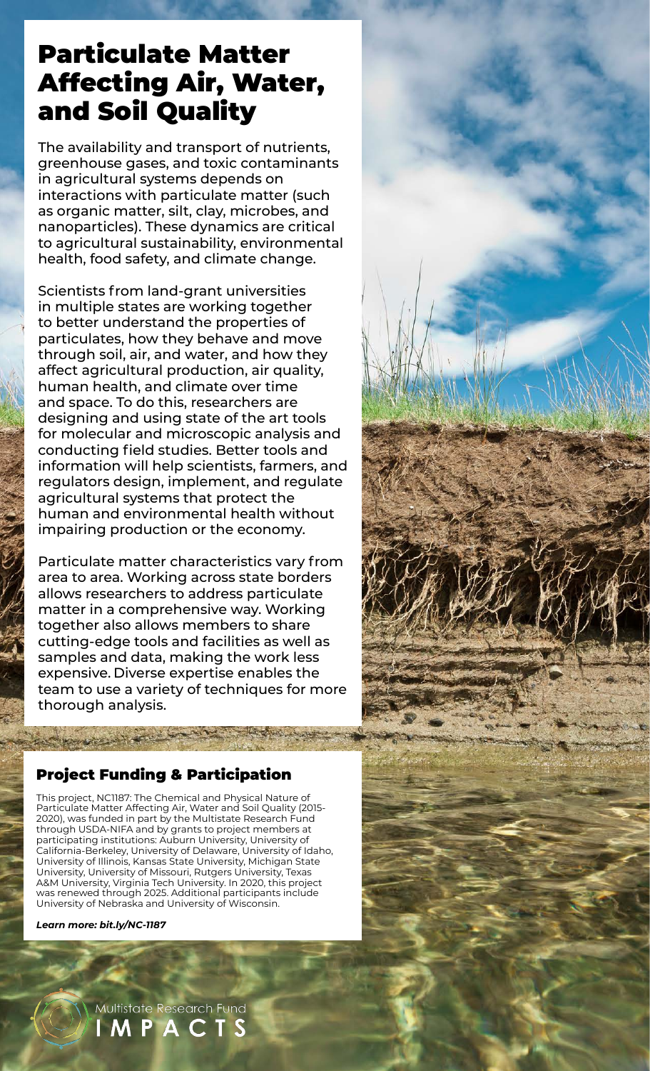# Particulate Matter Affecting Air, Water, and Soil Quality

The availability and transport of nutrients, greenhouse gases, and toxic contaminants in agricultural systems depends on interactions with particulate matter (such as organic matter, silt, clay, microbes, and nanoparticles). These dynamics are critical to agricultural sustainability, environmental health, food safety, and climate change.

Scientists from land-grant universities in multiple states are working together to better understand the properties of particulates, how they behave and move through soil, air, and water, and how they affect agricultural production, air quality, human health, and climate over time and space. To do this, researchers are designing and using state of the art tools for molecular and microscopic analysis and conducting field studies. Better tools and information will help scientists, farmers, and regulators design, implement, and regulate agricultural systems that protect the human and environmental health without impairing production or the economy.

Particulate matter characteristics vary from area to area. Working across state borders allows researchers to address particulate matter in a comprehensive way. Working together also allows members to share cutting-edge tools and facilities as well as samples and data, making the work less expensive. Diverse expertise enables the team to use a variety of techniques for more thorough analysis.

## Project Funding & Participation

This project, NC1187: The Chemical and Physical Nature of Particulate Matter Affecting Air, Water and Soil Quality (2015-2020), was funded in part by the Multistate Research Fund through USDA-NIFA and by grants to project members at participating institutions: Auburn University, University of California-Berkeley, University of Delaware, University of Idaho, University of Illinois, Kansas State University, Michigan State University, University of Missouri, Rutgers University, Texas A&M University, Virginia Tech University. In 2020, this project was renewed through 2025. Additional participants include University of Nebraska and University of Wisconsin.

***Learn more: bit.ly/NC-1187***

Multistate Research Fund
IMPACTS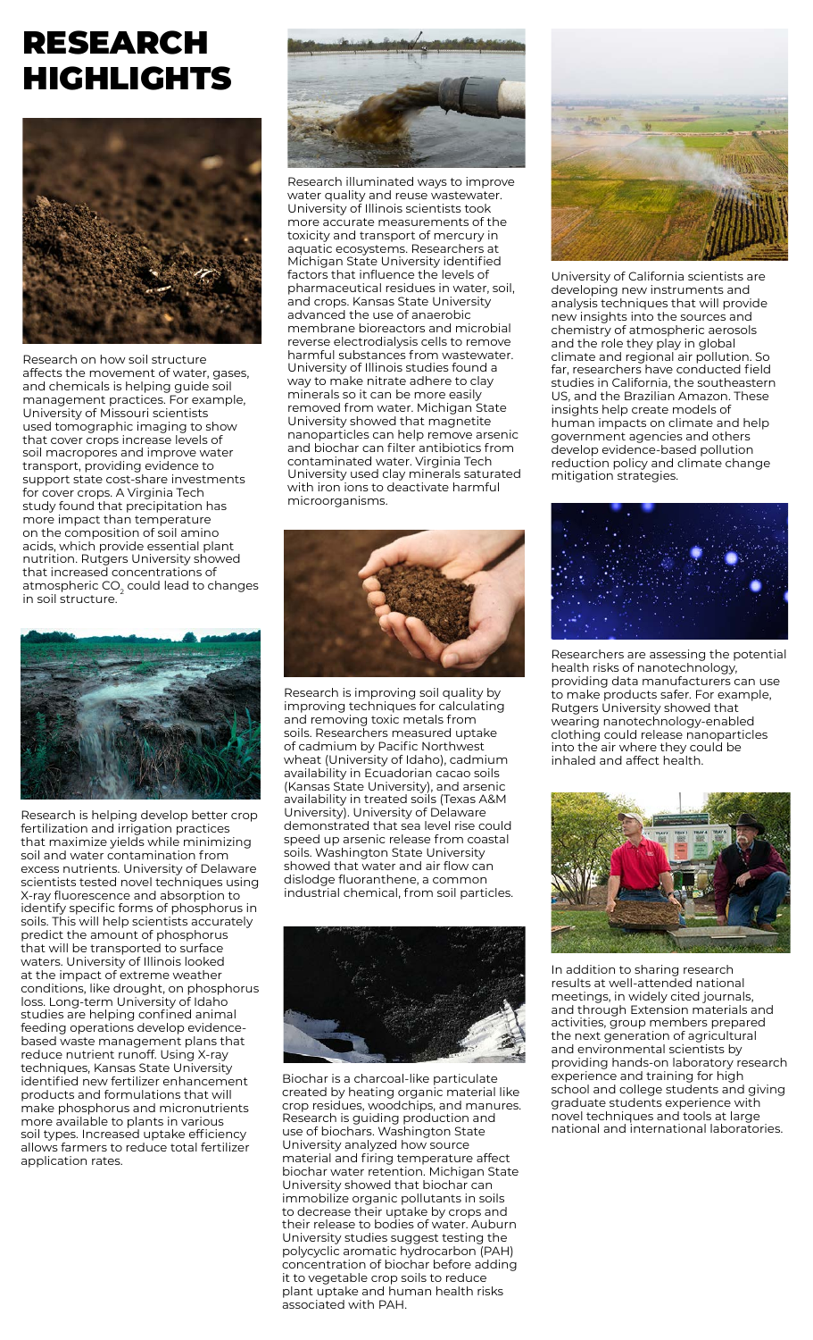# RESEARCH HIGHLIGHTS

Research on how soil structure affects the movement of water, gases, and chemicals is helping guide soil management practices. For example, University of Missouri scientists used tomographic imaging to show that cover crops increase levels of soil macropores and improve water transport, providing evidence to support state cost-share investments for cover crops. A Virginia Tech study found that precipitation has more impact than temperature on the composition of soil amino acids, which provide essential plant nutrition. Rutgers University showed that increased concentrations of atmospheric $CO_2$ could lead to changes in soil structure.

Research is helping develop better crop fertilization and irrigation practices that maximize yields while minimizing soil and water contamination from excess nutrients. University of Delaware scientists tested novel techniques using X-ray fluorescence and absorption to identify specific forms of phosphorus in soils. This will help scientists accurately predict the amount of phosphorus that will be transported to surface waters. University of Illinois looked at the impact of extreme weather conditions, like drought, on phosphorus loss. Long-term University of Idaho studies are helping confined animal feeding operations develop evidence-based waste management plans that reduce nutrient runoff. Using X-ray techniques, Kansas State University identified new fertilizer enhancement products and formulations that will make phosphorus and micronutrients more available to plants in various soil types. Increased uptake efficiency allows farmers to reduce total fertilizer application rates.

Research illuminated ways to improve water quality and reuse wastewater. University of Illinois scientists took more accurate measurements of the toxicity and transport of mercury in aquatic ecosystems. Researchers at Michigan State University identified factors that influence the levels of pharmaceutical residues in water, soil, and crops. Kansas State University advanced the use of anaerobic membrane bioreactors and microbial reverse electrodialysis cells to remove harmful substances from wastewater. University of Illinois studies found a way to make nitrate adhere to clay minerals so it can be more easily removed from water. Michigan State University showed that magnetite nanoparticles can help remove arsenic and biochar can filter antibiotics from contaminated water. Virginia Tech University used clay minerals saturated with iron ions to deactivate harmful microorganisms.

Research is improving soil quality by improving techniques for calculating and removing toxic metals from soils. Researchers measured uptake of cadmium by Pacific Northwest wheat (University of Idaho), cadmium availability in Ecuadorian cacao soils (Kansas State University), and arsenic availability in treated soils (Texas A&M University). University of Delaware demonstrated that sea level rise could speed up arsenic release from coastal soils. Washington State University showed that water and air flow can dislodge fluoranthene, a common industrial chemical, from soil particles.

Biochar is a charcoal-like particulate created by heating organic material like crop residues, woodchips, and manures. Research is guiding production and use of biochars. Washington State University analyzed how source material and firing temperature affect biochar water retention. Michigan State University showed that biochar can immobilize organic pollutants in soils to decrease their uptake by crops and their release to bodies of water. Auburn University studies suggest testing the polycyclic aromatic hydrocarbon (PAH) concentration of biochar before adding it to vegetable crop soils to reduce plant uptake and human health risks associated with PAH.

University of California scientists are developing new instruments and analysis techniques that will provide new insights into the sources and chemistry of atmospheric aerosols and the role they play in global climate and regional air pollution. So far, researchers have conducted field studies in California, the southeastern US, and the Brazilian Amazon. These insights help create models of human impacts on climate and help government agencies and others develop evidence-based pollution reduction policy and climate change mitigation strategies.

Researchers are assessing the potential health risks of nanotechnology, providing data manufacturers can use to make products safer. For example, Rutgers University showed that wearing nanotechnology-enabled clothing could release nanoparticles into the air where they could be inhaled and affect health.

In addition to sharing research results at well-attended national meetings, in widely cited journals, and through Extension materials and activities, group members prepared the next generation of agricultural and environmental scientists by providing hands-on laboratory research experience and training for high school and college students and giving graduate students experience with novel techniques and tools at large national and international laboratories.